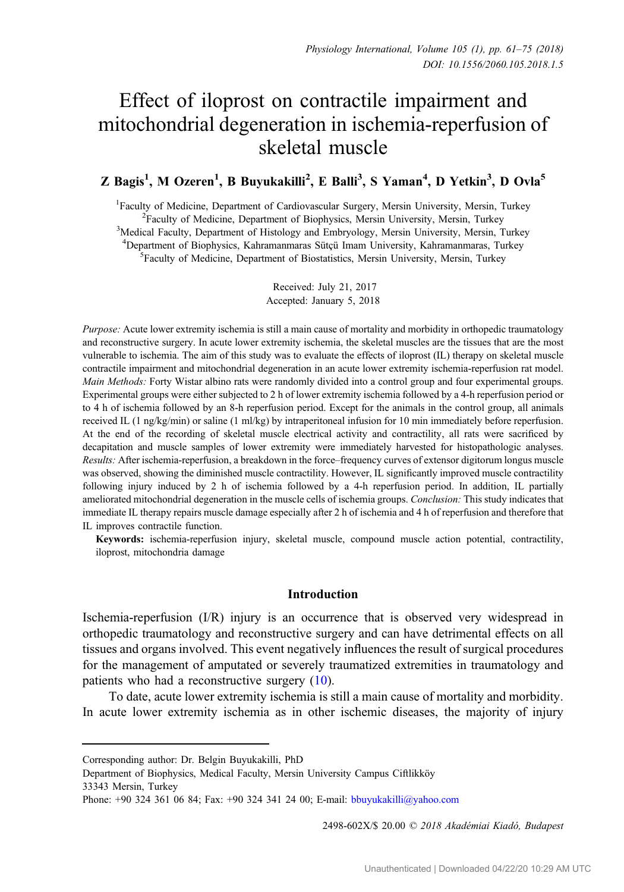# Effect of iloprost on contractile impairment and mitochondrial degeneration in ischemia-reperfusion of skeletal muscle

**Z Bagis[1], M Ozeren[1], B Buyukakilli[2], E Balli[3], S Yaman[4], D Yetkin[3], D Ovla[5]**

[1]Faculty of Medicine, Department of Cardiovascular Surgery, Mersin University, Mersin, Turkey
[2]Faculty of Medicine, Department of Biophysics, Mersin University, Mersin, Turkey
[3]Medical Faculty, Department of Histology and Embryology, Mersin University, Mersin, Turkey
[4]Department of Biophysics, Kahramanmaras Sütçü Imam University, Kahramanmaras, Turkey
[5]Faculty of Medicine, Department of Biostatistics, Mersin University, Mersin, Turkey

Received: July 21, 2017
Accepted: January 5, 2018

*Purpose:* Acute lower extremity ischemia is still a main cause of mortality and morbidity in orthopedic traumatology and reconstructive surgery. In acute lower extremity ischemia, the skeletal muscles are the tissues that are the most vulnerable to ischemia. The aim of this study was to evaluate the effects of iloprost (IL) therapy on skeletal muscle contractile impairment and mitochondrial degeneration in an acute lower extremity ischemia-reperfusion rat model. *Main Methods:* Forty Wistar albino rats were randomly divided into a control group and four experimental groups. Experimental groups were either subjected to 2 h of lower extremity ischemia followed by a 4-h reperfusion period or to 4 h of ischemia followed by an 8-h reperfusion period. Except for the animals in the control group, all animals received IL (1 ng/kg/min) or saline (1 ml/kg) by intraperitoneal infusion for 10 min immediately before reperfusion. At the end of the recording of skeletal muscle electrical activity and contractility, all rats were sacrificed by decapitation and muscle samples of lower extremity were immediately harvested for histopathologic analyses. *Results:* After ischemia-reperfusion, a breakdown in the force–frequency curves of extensor digitorum longus muscle was observed, showing the diminished muscle contractility. However, IL significantly improved muscle contractility following injury induced by 2 h of ischemia followed by a 4-h reperfusion period. In addition, IL partially ameliorated mitochondrial degeneration in the muscle cells of ischemia groups. *Conclusion:* This study indicates that immediate IL therapy repairs muscle damage especially after 2 h of ischemia and 4 h of reperfusion and therefore that IL improves contractile function.

**Keywords:** ischemia-reperfusion injury, skeletal muscle, compound muscle action potential, contractility, iloprost, mitochondria damage

## Introduction

Ischemia-reperfusion (I/R) injury is an occurrence that is observed very widespread in orthopedic traumatology and reconstructive surgery and can have detrimental effects on all tissues and organs involved. This event negatively influences the result of surgical procedures for the management of amputated or severely traumatized extremities in traumatology and patients who had a reconstructive surgery (10).

To date, acute lower extremity ischemia is still a main cause of mortality and morbidity. In acute lower extremity ischemia as in other ischemic diseases, the majority of injury

Corresponding author: Dr. Belgin Buyukakilli, PhD
Department of Biophysics, Medical Faculty, Mersin University Campus Ciftlikköy
33343 Mersin, Turkey
Phone: +90 324 361 06 84; Fax: +90 324 341 24 00; E-mail: bbuyukakilli@yahoo.com

2498-602X/$ 20.00 © 2018 Akadémiai Kiadó, Budapest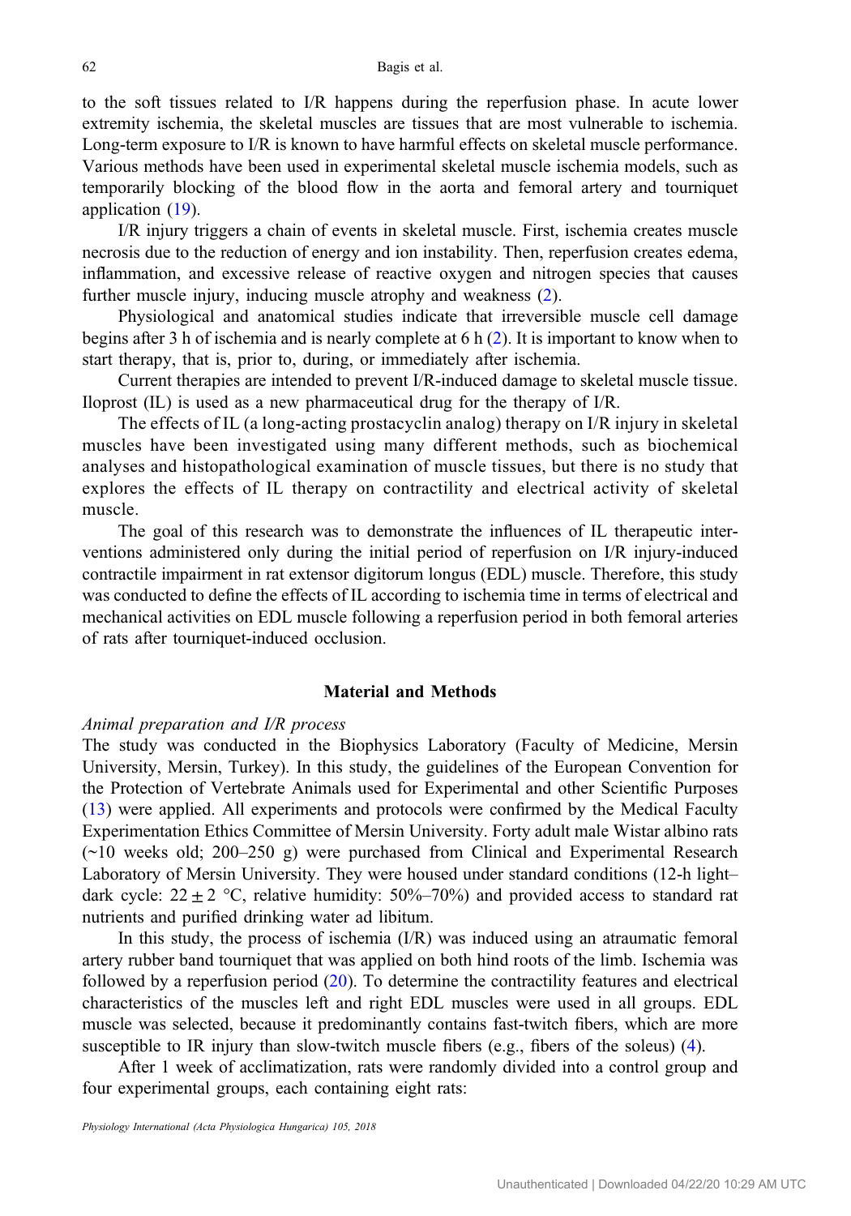to the soft tissues related to I/R happens during the reperfusion phase. In acute lower extremity ischemia, the skeletal muscles are tissues that are most vulnerable to ischemia. Long-term exposure to I/R is known to have harmful effects on skeletal muscle performance. Various methods have been used in experimental skeletal muscle ischemia models, such as temporarily blocking of the blood flow in the aorta and femoral artery and tourniquet application (19).

I/R injury triggers a chain of events in skeletal muscle. First, ischemia creates muscle necrosis due to the reduction of energy and ion instability. Then, reperfusion creates edema, inflammation, and excessive release of reactive oxygen and nitrogen species that causes further muscle injury, inducing muscle atrophy and weakness (2).

Physiological and anatomical studies indicate that irreversible muscle cell damage begins after 3 h of ischemia and is nearly complete at 6 h (2). It is important to know when to start therapy, that is, prior to, during, or immediately after ischemia.

Current therapies are intended to prevent I/R-induced damage to skeletal muscle tissue. Iloprost (IL) is used as a new pharmaceutical drug for the therapy of I/R.

The effects of IL (a long-acting prostacyclin analog) therapy on I/R injury in skeletal muscles have been investigated using many different methods, such as biochemical analyses and histopathological examination of muscle tissues, but there is no study that explores the effects of IL therapy on contractility and electrical activity of skeletal muscle.

The goal of this research was to demonstrate the influences of IL therapeutic interventions administered only during the initial period of reperfusion on I/R injury-induced contractile impairment in rat extensor digitorum longus (EDL) muscle. Therefore, this study was conducted to define the effects of IL according to ischemia time in terms of electrical and mechanical activities on EDL muscle following a reperfusion period in both femoral arteries of rats after tourniquet-induced occlusion.

## Material and Methods

*Animal preparation and I/R process*

The study was conducted in the Biophysics Laboratory (Faculty of Medicine, Mersin University, Mersin, Turkey). In this study, the guidelines of the European Convention for the Protection of Vertebrate Animals used for Experimental and other Scientific Purposes (13) were applied. All experiments and protocols were confirmed by the Medical Faculty Experimentation Ethics Committee of Mersin University. Forty adult male Wistar albino rats (~10 weeks old; 200–250 g) were purchased from Clinical and Experimental Research Laboratory of Mersin University. They were housed under standard conditions (12-h light–dark cycle: $22 \pm 2$ °C, relative humidity: 50%–70%) and provided access to standard rat nutrients and purified drinking water ad libitum.

In this study, the process of ischemia (I/R) was induced using an atraumatic femoral artery rubber band tourniquet that was applied on both hind roots of the limb. Ischemia was followed by a reperfusion period (20). To determine the contractility features and electrical characteristics of the muscles left and right EDL muscles were used in all groups. EDL muscle was selected, because it predominantly contains fast-twitch fibers, which are more susceptible to IR injury than slow-twitch muscle fibers (e.g., fibers of the soleus) (4).

After 1 week of acclimatization, rats were randomly divided into a control group and four experimental groups, each containing eight rats: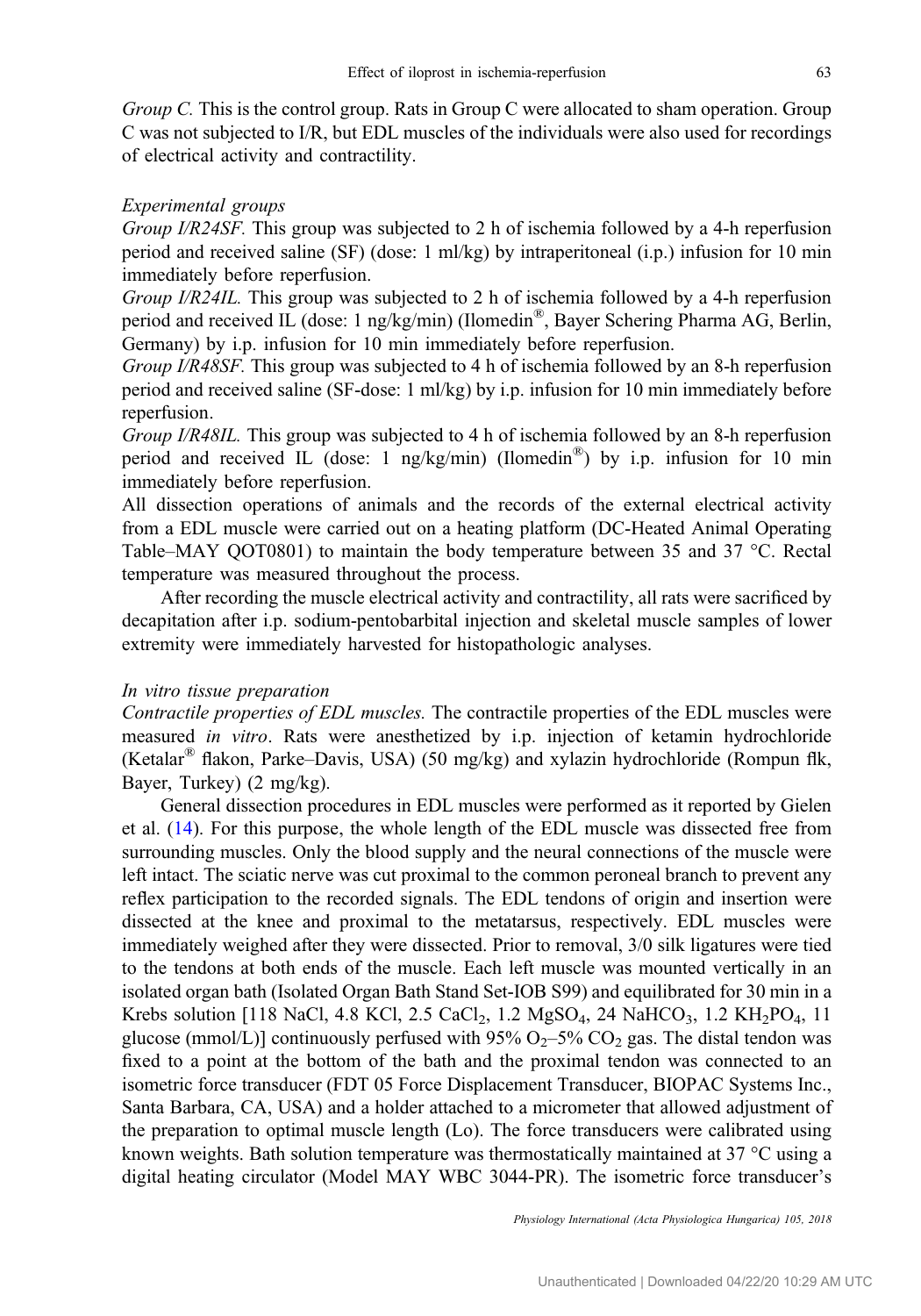*Group C.* This is the control group. Rats in Group C were allocated to sham operation. Group C was not subjected to I/R, but EDL muscles of the individuals were also used for recordings of electrical activity and contractility.

*Experimental groups*

*Group I/R24SF.* This group was subjected to 2 h of ischemia followed by a 4-h reperfusion period and received saline (SF) (dose: 1 ml/kg) by intraperitoneal (i.p.) infusion for 10 min immediately before reperfusion.

*Group I/R24IL.* This group was subjected to 2 h of ischemia followed by a 4-h reperfusion period and received IL (dose: 1 ng/kg/min) (Ilomedin®, Bayer Schering Pharma AG, Berlin, Germany) by i.p. infusion for 10 min immediately before reperfusion.

*Group I/R48SF.* This group was subjected to 4 h of ischemia followed by an 8-h reperfusion period and received saline (SF-dose: 1 ml/kg) by i.p. infusion for 10 min immediately before reperfusion.

*Group I/R48IL.* This group was subjected to 4 h of ischemia followed by an 8-h reperfusion period and received IL (dose: 1 ng/kg/min) (Ilomedin®) by i.p. infusion for 10 min immediately before reperfusion.

All dissection operations of animals and the records of the external electrical activity from a EDL muscle were carried out on a heating platform (DC-Heated Animal Operating Table–MAY QOT0801) to maintain the body temperature between 35 and 37 °C. Rectal temperature was measured throughout the process.

After recording the muscle electrical activity and contractility, all rats were sacrificed by decapitation after i.p. sodium-pentobarbital injection and skeletal muscle samples of lower extremity were immediately harvested for histopathologic analyses.

*In vitro tissue preparation*

*Contractile properties of EDL muscles.* The contractile properties of the EDL muscles were measured *in vitro*. Rats were anesthetized by i.p. injection of ketamin hydrochloride (Ketalar® flakon, Parke–Davis, USA) (50 mg/kg) and xylazin hydrochloride (Rompun flk, Bayer, Turkey) (2 mg/kg).

General dissection procedures in EDL muscles were performed as it reported by Gielen et al. (14). For this purpose, the whole length of the EDL muscle was dissected free from surrounding muscles. Only the blood supply and the neural connections of the muscle were left intact. The sciatic nerve was cut proximal to the common peroneal branch to prevent any reflex participation to the recorded signals. The EDL tendons of origin and insertion were dissected at the knee and proximal to the metatarsus, respectively. EDL muscles were immediately weighed after they were dissected. Prior to removal, 3/0 silk ligatures were tied to the tendons at both ends of the muscle. Each left muscle was mounted vertically in an isolated organ bath (Isolated Organ Bath Stand Set-IOB S99) and equilibrated for 30 min in a Krebs solution [118 NaCl, 4.8 KCl, 2.5 $CaCl_2$, 1.2 $MgSO_4$, 24 $NaHCO_3$, 1.2 $KH_2PO_4$, 11 glucose (mmol/L)] continuously perfused with 95% $O_2$–5% $CO_2$ gas. The distal tendon was fixed to a point at the bottom of the bath and the proximal tendon was connected to an isometric force transducer (FDT 05 Force Displacement Transducer, BIOPAC Systems Inc., Santa Barbara, CA, USA) and a holder attached to a micrometer that allowed adjustment of the preparation to optimal muscle length (Lo). The force transducers were calibrated using known weights. Bath solution temperature was thermostatically maintained at 37 °C using a digital heating circulator (Model MAY WBC 3044-PR). The isometric force transducer's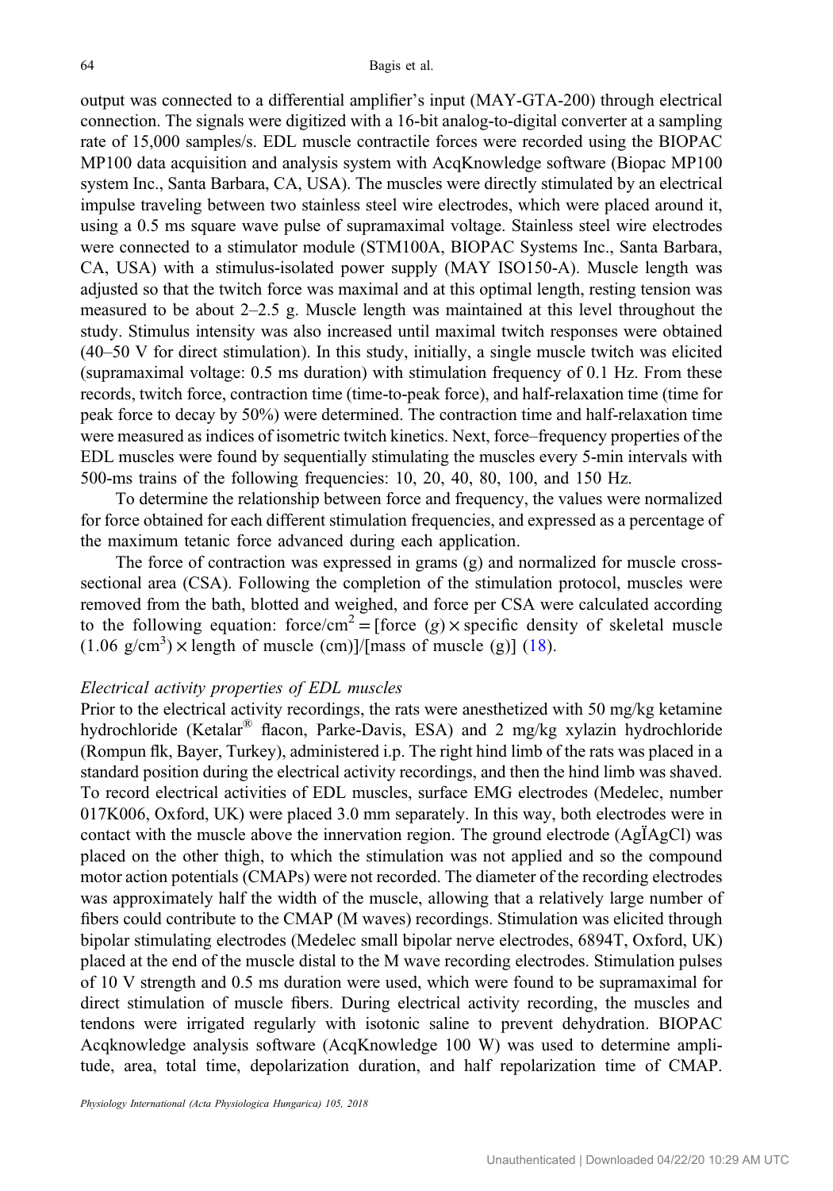output was connected to a differential amplifier's input (MAY-GTA-200) through electrical connection. The signals were digitized with a 16-bit analog-to-digital converter at a sampling rate of 15,000 samples/s. EDL muscle contractile forces were recorded using the BIOPAC MP100 data acquisition and analysis system with AcqKnowledge software (Biopac MP100 system Inc., Santa Barbara, CA, USA). The muscles were directly stimulated by an electrical impulse traveling between two stainless steel wire electrodes, which were placed around it, using a 0.5 ms square wave pulse of supramaximal voltage. Stainless steel wire electrodes were connected to a stimulator module (STM100A, BIOPAC Systems Inc., Santa Barbara, CA, USA) with a stimulus-isolated power supply (MAY ISO150-A). Muscle length was adjusted so that the twitch force was maximal and at this optimal length, resting tension was measured to be about 2–2.5 g. Muscle length was maintained at this level throughout the study. Stimulus intensity was also increased until maximal twitch responses were obtained (40–50 V for direct stimulation). In this study, initially, a single muscle twitch was elicited (supramaximal voltage: 0.5 ms duration) with stimulation frequency of 0.1 Hz. From these records, twitch force, contraction time (time-to-peak force), and half-relaxation time (time for peak force to decay by 50%) were determined. The contraction time and half-relaxation time were measured as indices of isometric twitch kinetics. Next, force–frequency properties of the EDL muscles were found by sequentially stimulating the muscles every 5-min intervals with 500-ms trains of the following frequencies: 10, 20, 40, 80, 100, and 150 Hz.

To determine the relationship between force and frequency, the values were normalized for force obtained for each different stimulation frequencies, and expressed as a percentage of the maximum tetanic force advanced during each application.

The force of contraction was expressed in grams (g) and normalized for muscle cross-sectional area (CSA). Following the completion of the stimulation protocol, muscles were removed from the bath, blotted and weighed, and force per CSA were calculated according to the following equation: force/cm$^2$ = [force $(g)$ × specific density of skeletal muscle (1.06 g/cm$^3$) × length of muscle (cm)]/[mass of muscle (g)] (18).

*Electrical activity properties of EDL muscles*

Prior to the electrical activity recordings, the rats were anesthetized with 50 mg/kg ketamine hydrochloride (Ketalar® flacon, Parke-Davis, ESA) and 2 mg/kg xylazin hydrochloride (Rompun flk, Bayer, Turkey), administered i.p. The right hind limb of the rats was placed in a standard position during the electrical activity recordings, and then the hind limb was shaved. To record electrical activities of EDL muscles, surface EMG electrodes (Medelec, number 017K006, Oxford, UK) were placed 3.0 mm separately. In this way, both electrodes were in contact with the muscle above the innervation region. The ground electrode (AgÏAgCl) was placed on the other thigh, to which the stimulation was not applied and so the compound motor action potentials (CMAPs) were not recorded. The diameter of the recording electrodes was approximately half the width of the muscle, allowing that a relatively large number of fibers could contribute to the CMAP (M waves) recordings. Stimulation was elicited through bipolar stimulating electrodes (Medelec small bipolar nerve electrodes, 6894T, Oxford, UK) placed at the end of the muscle distal to the M wave recording electrodes. Stimulation pulses of 10 V strength and 0.5 ms duration were used, which were found to be supramaximal for direct stimulation of muscle fibers. During electrical activity recording, the muscles and tendons were irrigated regularly with isotonic saline to prevent dehydration. BIOPAC Acqknowledge analysis software (AcqKnowledge 100 W) was used to determine amplitude, area, total time, depolarization duration, and half repolarization time of CMAP.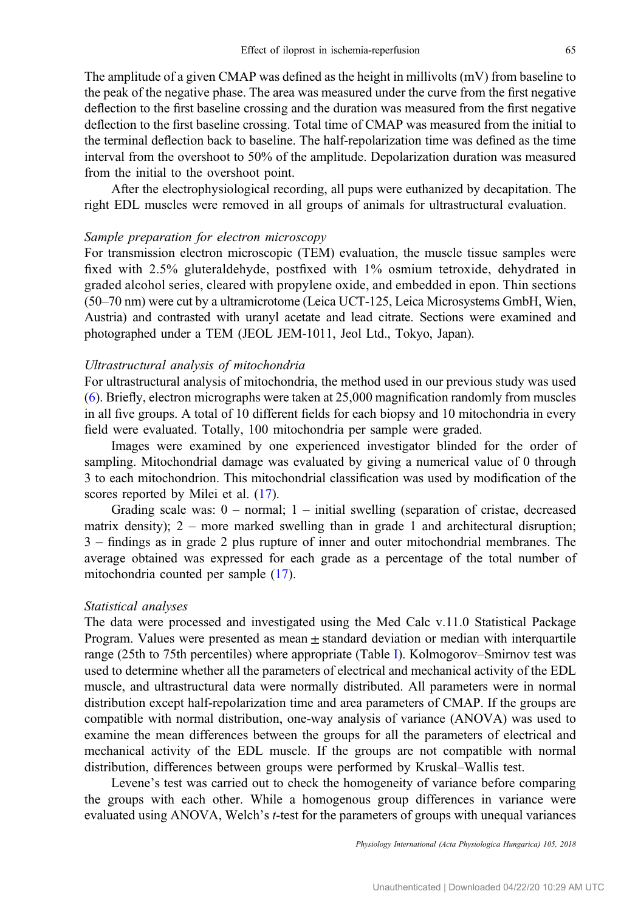The amplitude of a given CMAP was defined as the height in millivolts (mV) from baseline to the peak of the negative phase. The area was measured under the curve from the first negative deflection to the first baseline crossing and the duration was measured from the first negative deflection to the first baseline crossing. Total time of CMAP was measured from the initial to the terminal deflection back to baseline. The half-repolarization time was defined as the time interval from the overshoot to 50% of the amplitude. Depolarization duration was measured from the initial to the overshoot point.

After the electrophysiological recording, all pups were euthanized by decapitation. The right EDL muscles were removed in all groups of animals for ultrastructural evaluation.

### *Sample preparation for electron microscopy*

For transmission electron microscopic (TEM) evaluation, the muscle tissue samples were fixed with 2.5% gluteraldehyde, postfixed with 1% osmium tetroxide, dehydrated in graded alcohol series, cleared with propylene oxide, and embedded in epon. Thin sections (50–70 nm) were cut by a ultramicrotome (Leica UCT-125, Leica Microsystems GmbH, Wien, Austria) and contrasted with uranyl acetate and lead citrate. Sections were examined and photographed under a TEM (JEOL JEM-1011, Jeol Ltd., Tokyo, Japan).

### *Ultrastructural analysis of mitochondria*

For ultrastructural analysis of mitochondria, the method used in our previous study was used (6). Briefly, electron micrographs were taken at 25,000 magnification randomly from muscles in all five groups. A total of 10 different fields for each biopsy and 10 mitochondria in every field were evaluated. Totally, 100 mitochondria per sample were graded.

Images were examined by one experienced investigator blinded for the order of sampling. Mitochondrial damage was evaluated by giving a numerical value of 0 through 3 to each mitochondrion. This mitochondrial classification was used by modification of the scores reported by Milei et al. (17).

Grading scale was: 0 – normal; 1 – initial swelling (separation of cristae, decreased matrix density); 2 – more marked swelling than in grade 1 and architectural disruption; 3 – findings as in grade 2 plus rupture of inner and outer mitochondrial membranes. The average obtained was expressed for each grade as a percentage of the total number of mitochondria counted per sample (17).

### *Statistical analyses*

The data were processed and investigated using the Med Calc v.11.0 Statistical Package Program. Values were presented as mean ± standard deviation or median with interquartile range (25th to 75th percentiles) where appropriate (Table I). Kolmogorov–Smirnov test was used to determine whether all the parameters of electrical and mechanical activity of the EDL muscle, and ultrastructural data were normally distributed. All parameters were in normal distribution except half-repolarization time and area parameters of CMAP. If the groups are compatible with normal distribution, one-way analysis of variance (ANOVA) was used to examine the mean differences between the groups for all the parameters of electrical and mechanical activity of the EDL muscle. If the groups are not compatible with normal distribution, differences between groups were performed by Kruskal–Wallis test.

Levene's test was carried out to check the homogeneity of variance before comparing the groups with each other. While a homogenous group differences in variance were evaluated using ANOVA, Welch's *t*-test for the parameters of groups with unequal variances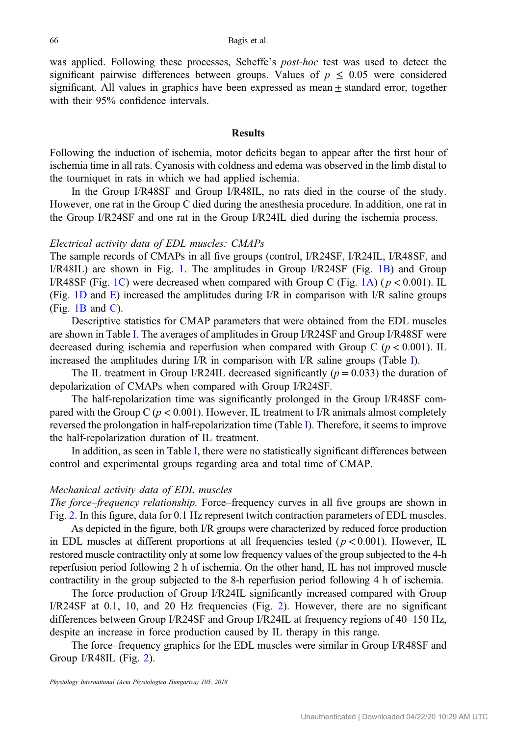was applied. Following these processes, Scheffe's *post-hoc* test was used to detect the significant pairwise differences between groups. Values of $p \leq 0.05$ were considered significant. All values in graphics have been expressed as mean ± standard error, together with their 95% confidence intervals.

## Results

Following the induction of ischemia, motor deficits began to appear after the first hour of ischemia time in all rats. Cyanosis with coldness and edema was observed in the limb distal to the tourniquet in rats in which we had applied ischemia.

In the Group I/R48SF and Group I/R48IL, no rats died in the course of the study. However, one rat in the Group C died during the anesthesia procedure. In addition, one rat in the Group I/R24SF and one rat in the Group I/R24IL died during the ischemia process.

### *Electrical activity data of EDL muscles: CMAPs*

The sample records of CMAPs in all five groups (control, I/R24SF, I/R24IL, I/R48SF, and I/R48IL) are shown in Fig. 1. The amplitudes in Group I/R24SF (Fig. 1B) and Group I/R48SF (Fig. 1C) were decreased when compared with Group C (Fig. 1A) ($p < 0.001$). IL (Fig. 1D and E) increased the amplitudes during I/R in comparison with I/R saline groups (Fig. 1B and C).

Descriptive statistics for CMAP parameters that were obtained from the EDL muscles are shown in Table I. The averages of amplitudes in Group I/R24SF and Group I/R48SF were decreased during ischemia and reperfusion when compared with Group C ($p < 0.001$). IL increased the amplitudes during I/R in comparison with I/R saline groups (Table I).

The IL treatment in Group I/R24IL decreased significantly ($p = 0.033$) the duration of depolarization of CMAPs when compared with Group I/R24SF.

The half-repolarization time was significantly prolonged in the Group I/R48SF compared with the Group C ($p < 0.001$). However, IL treatment to I/R animals almost completely reversed the prolongation in half-repolarization time (Table I). Therefore, it seems to improve the half-repolarization duration of IL treatment.

In addition, as seen in Table I, there were no statistically significant differences between control and experimental groups regarding area and total time of CMAP.

### *Mechanical activity data of EDL muscles*

*The force–frequency relationship.* Force–frequency curves in all five groups are shown in Fig. 2. In this figure, data for 0.1 Hz represent twitch contraction parameters of EDL muscles.

As depicted in the figure, both I/R groups were characterized by reduced force production in EDL muscles at different proportions at all frequencies tested ($p < 0.001$). However, IL restored muscle contractility only at some low frequency values of the group subjected to the 4-h reperfusion period following 2 h of ischemia. On the other hand, IL has not improved muscle contractility in the group subjected to the 8-h reperfusion period following 4 h of ischemia.

The force production of Group I/R24IL significantly increased compared with Group I/R24SF at 0.1, 10, and 20 Hz frequencies (Fig. 2). However, there are no significant differences between Group I/R24SF and Group I/R24IL at frequency regions of 40–150 Hz, despite an increase in force production caused by IL therapy in this range.

The force–frequency graphics for the EDL muscles were similar in Group I/R48SF and Group I/R48IL (Fig. 2).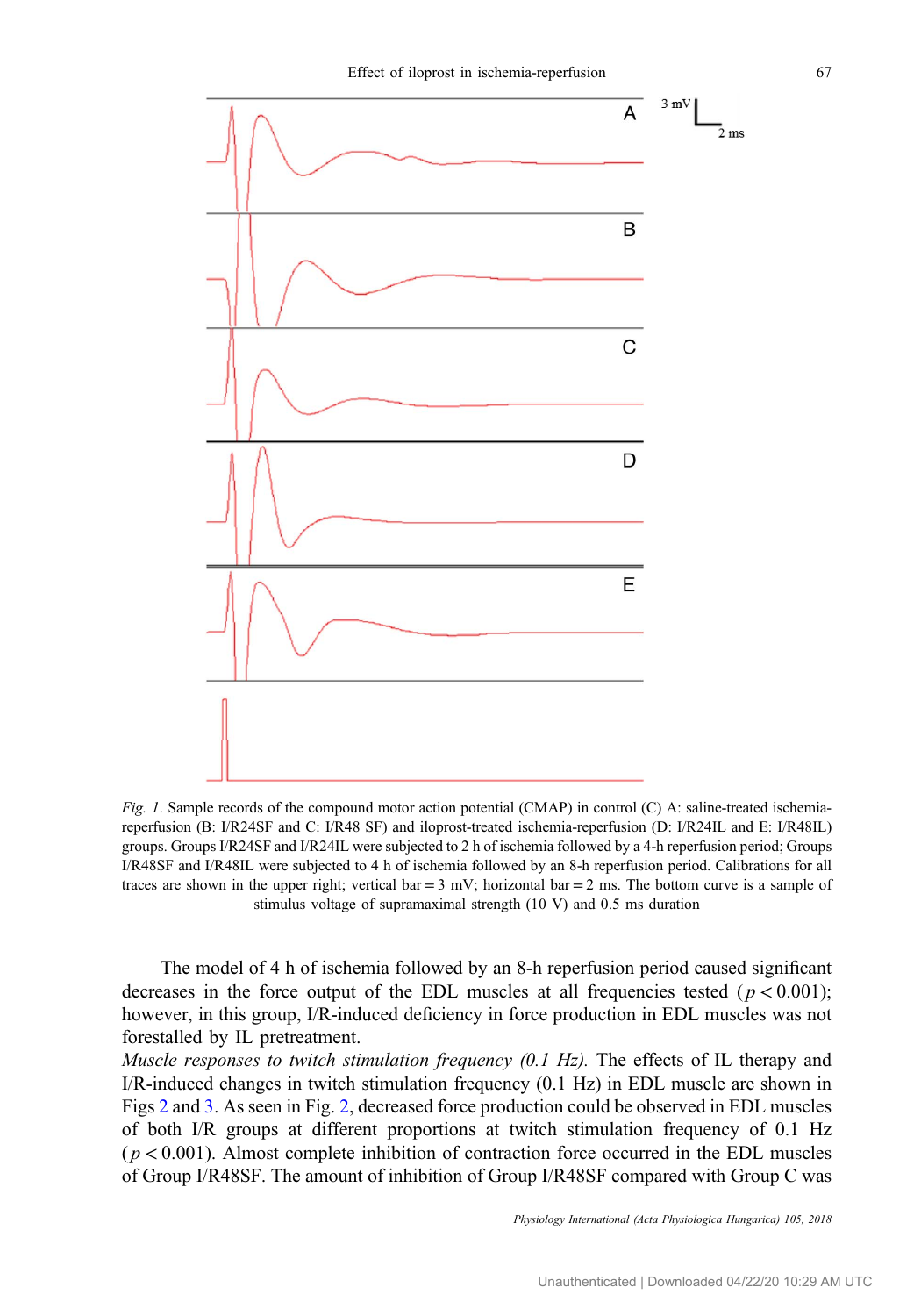*Fig. 1*. Sample records of the compound motor action potential (CMAP) in control (C) A: saline-treated ischemia-reperfusion (B: I/R24SF and C: I/R48 SF) and iloprost-treated ischemia-reperfusion (D: I/R24IL and E: I/R48IL) groups. Groups I/R24SF and I/R24IL were subjected to 2 h of ischemia followed by a 4-h reperfusion period; Groups I/R48SF and I/R48IL were subjected to 4 h of ischemia followed by an 8-h reperfusion period. Calibrations for all traces are shown in the upper right; vertical bar = 3 mV; horizontal bar = 2 ms. The bottom curve is a sample of stimulus voltage of supramaximal strength (10 V) and 0.5 ms duration

The model of 4 h of ischemia followed by an 8-h reperfusion period caused significant decreases in the force output of the EDL muscles at all frequencies tested ($p < 0.001$); however, in this group, I/R-induced deficiency in force production in EDL muscles was not forestalled by IL pretreatment.

*Muscle responses to twitch stimulation frequency (0.1 Hz).* The effects of IL therapy and I/R-induced changes in twitch stimulation frequency (0.1 Hz) in EDL muscle are shown in Figs 2 and 3. As seen in Fig. 2, decreased force production could be observed in EDL muscles of both I/R groups at different proportions at twitch stimulation frequency of 0.1 Hz ($p < 0.001$). Almost complete inhibition of contraction force occurred in the EDL muscles of Group I/R48SF. The amount of inhibition of Group I/R48SF compared with Group C was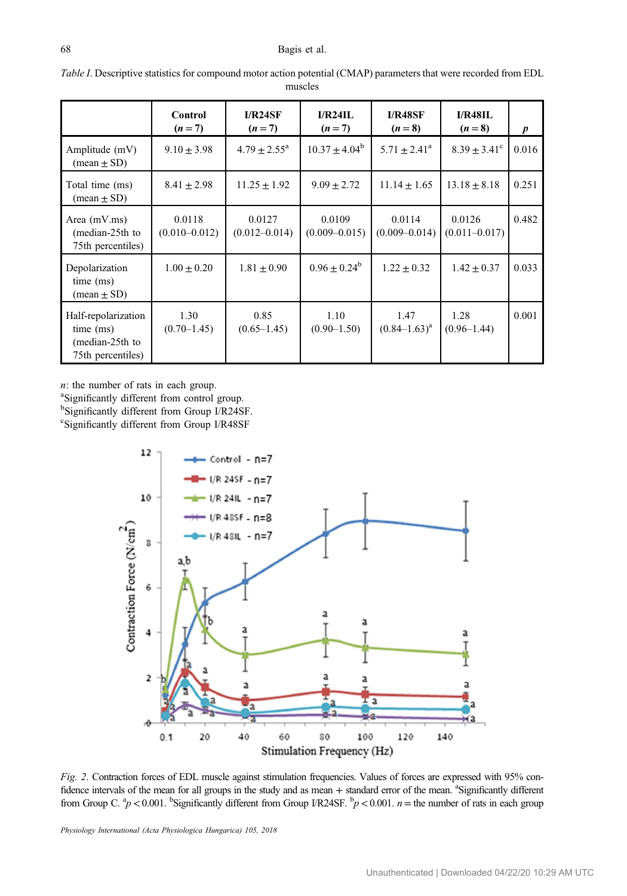*Table I.* Descriptive statistics for compound motor action potential (CMAP) parameters that were recorded from EDL muscles

| | Control ($n = 7$) | I/R24SF ($n = 7$) | I/R24IL ($n = 7$) | I/R48SF ($n = 8$) | I/R48IL ($n = 8$) | $p$ |
|---|---|---|---|---|---|---|
| Amplitude (mV) (mean ± SD) | 9.10 ± 3.98 | 4.79 ± 2.55[a] | 10.37 ± 4.04[b] | 5.71 ± 2.41[a] | 8.39 ± 3.41[c] | 0.016 |
| Total time (ms) (mean ± SD) | 8.41 ± 2.98 | 11.25 ± 1.92 | 9.09 ± 2.72 | 11.14 ± 1.65 | 13.18 ± 8.18 | 0.251 |
| Area (mV.ms) (median-25th to 75th percentiles) | 0.0118 (0.010–0.012) | 0.0127 (0.012–0.014) | 0.0109 (0.009–0.015) | 0.0114 (0.009–0.014) | 0.0126 (0.011–0.017) | 0.482 |
| Depolarization time (ms) (mean ± SD) | 1.00 ± 0.20 | 1.81 ± 0.90 | 0.96 ± 0.24[b] | 1.22 ± 0.32 | 1.42 ± 0.37 | 0.033 |
| Half-repolarization time (ms) (median-25th to 75th percentiles) | 1.30 (0.70–1.45) | 0.85 (0.65–1.45) | 1.10 (0.90–1.50) | 1.47 (0.84–1.63)[a] | 1.28 (0.96–1.44) | 0.001 |

$n$: the number of rats in each group.
[a]Significantly different from control group.
[b]Significantly different from Group I/R24SF.
[c]Significantly different from Group I/R48SF

*Fig. 2.* Contraction forces of EDL muscle against stimulation frequencies. Values of forces are expressed with 95% confidence intervals of all groups in the study and as mean + standard error of the mean. [a]Significantly different from Group C. [a]$p < 0.001$. [b]Significantly different from Group I/R24SF. [b]$p < 0.001$. $n$ = the number of rats in each group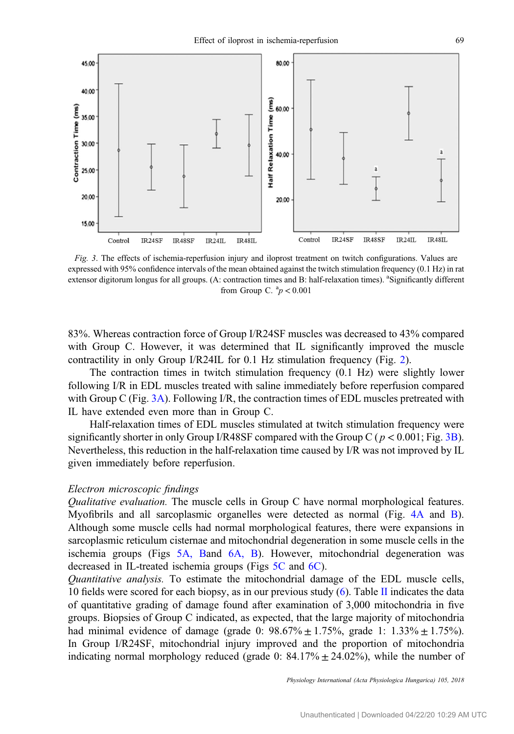Fig. 3. The effects of ischemia-reperfusion injury and iloprost treatment on twitch configurations. Values are expressed with 95% confidence intervals of the mean obtained against the twitch stimulation frequency (0.1 Hz) in rat extensor digitorum longus for all groups. (A: contraction times and B: half-relaxation times). [a]Significantly different from Group C. [a]$p < 0.001$

83%. Whereas contraction force of Group I/R24SF muscles was decreased to 43% compared with Group C. However, it was determined that IL significantly improved the muscle contractility in only Group I/R24IL for 0.1 Hz stimulation frequency (Fig. 2).

The contraction times in twitch stimulation frequency (0.1 Hz) were slightly lower following I/R in EDL muscles treated with saline immediately before reperfusion compared with Group C (Fig. 3A). Following I/R, the contraction times of EDL muscles pretreated with IL have extended even more than in Group C.

Half-relaxation times of EDL muscles stimulated at twitch stimulation frequency were significantly shorter in only Group I/R48SF compared with the Group C ($p < 0.001$; Fig. 3B). Nevertheless, this reduction in the half-relaxation time caused by I/R was not improved by IL given immediately before reperfusion.

*Electron microscopic findings*

*Qualitative evaluation.* The muscle cells in Group C have normal morphological features. Myofibrils and all sarcoplasmic organelles were detected as normal (Fig. 4A and B). Although some muscle cells had normal morphological features, there were expansions in sarcoplasmic reticulum cisternae and mitochondrial degeneration in some muscle cells in the ischemia groups (Figs 5A, Band 6A, B). However, mitochondrial degeneration was decreased in IL-treated ischemia groups (Figs 5C and 6C).

*Quantitative analysis.* To estimate the mitochondrial damage of the EDL muscle cells, 10 fields were scored for each biopsy, as in our previous study (6). Table II indicates the data of quantitative grading of damage found after examination of 3,000 mitochondria in five groups. Biopsies of Group C indicated, as expected, that the large majority of mitochondria had minimal evidence of damage (grade 0: 98.67% ± 1.75%, grade 1: 1.33% ± 1.75%). In Group I/R24SF, mitochondrial injury improved and the proportion of mitochondria indicating normal morphology reduced (grade 0: 84.17% ± 24.02%), while the number of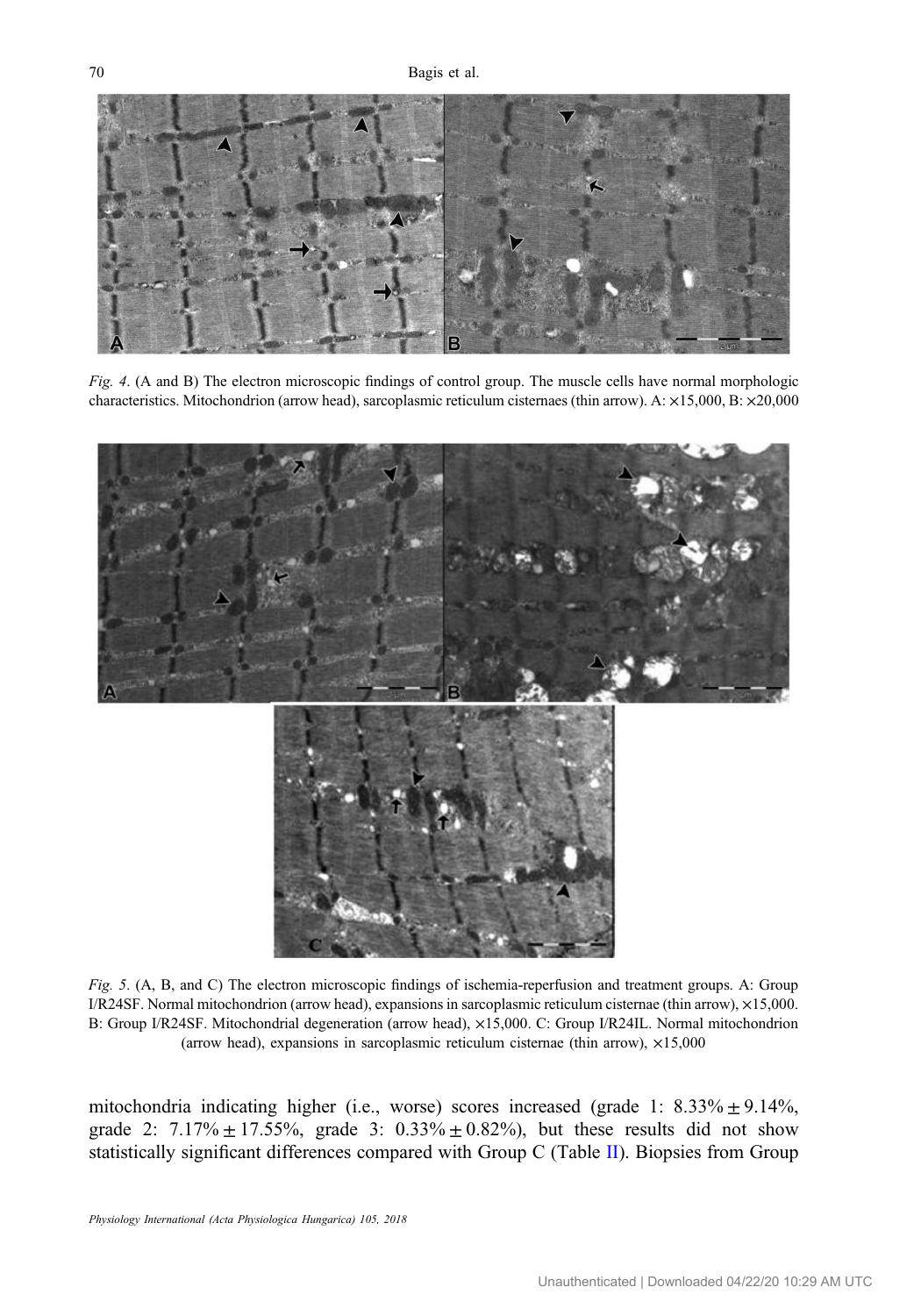*Fig. 4*. (A and B) The electron microscopic findings of control group. The muscle cells have normal morphologic characteristics. Mitochondrion (arrow head), sarcoplasmic reticulum cisternaes (thin arrow). A: ×15,000, B: ×20,000

*Fig. 5*. (A, B, and C) The electron microscopic findings of ischemia-reperfusion and treatment groups. A: Group I/R24SF. Normal mitochondrion (arrow head), expansions in sarcoplasmic reticulum cisternae (thin arrow), ×15,000. B: Group I/R24SF. Mitochondrial degeneration (arrow head), ×15,000. C: Group I/R24IL. Normal mitochondrion (arrow head), expansions in sarcoplasmic reticulum cisternae (thin arrow), ×15,000

mitochondria indicating higher (i.e., worse) scores increased (grade 1: 8.33% ± 9.14%, grade 2: 7.17% ± 17.55%, grade 3: 0.33% ± 0.82%), but these results did not show statistically significant differences compared with Group C (Table II). Biopsies from Group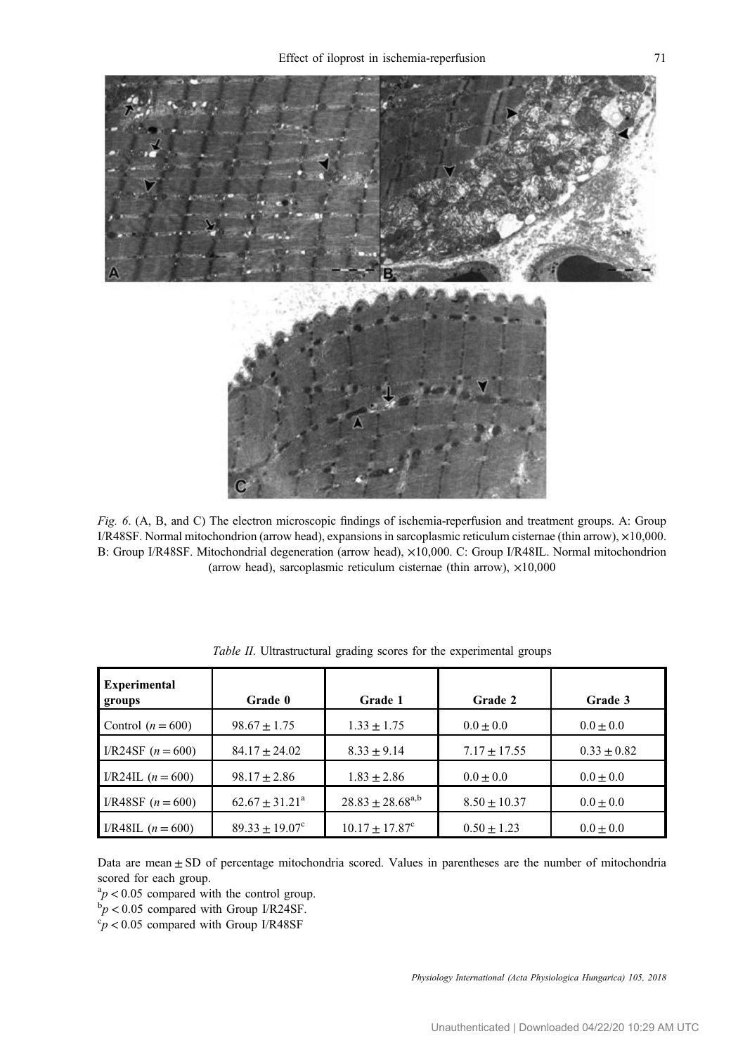*Fig. 6*. (A, B, and C) The electron microscopic findings of ischemia-reperfusion and treatment groups. A: Group I/R48SF. Normal mitochondrion (arrow head), expansions in sarcoplasmic reticulum cisternae (thin arrow), ×10,000. B: Group I/R48SF. Mitochondrial degeneration (arrow head), ×10,000. C: Group I/R48IL. Normal mitochondrion (arrow head), sarcoplasmic reticulum cisternae (thin arrow), ×10,000

*Table II*. Ultrastructural grading scores for the experimental groups

| Experimental groups | Grade 0 | Grade 1 | Grade 2 | Grade 3 |
|---|---|---|---|---|
| Control ($n = 600$) | $98.67 \pm 1.75$ | $1.33 \pm 1.75$ | $0.0 \pm 0.0$ | $0.0 \pm 0.0$ |
| I/R24SF ($n = 600$) | $84.17 \pm 24.02$ | $8.33 \pm 9.14$ | $7.17 \pm 17.55$ | $0.33 \pm 0.82$ |
| I/R24IL ($n = 600$) | $98.17 \pm 2.86$ | $1.83 \pm 2.86$ | $0.0 \pm 0.0$ | $0.0 \pm 0.0$ |
| I/R48SF ($n = 600$) | $62.67 \pm 31.21^{a}$ | $28.83 \pm 28.68^{a,b}$ | $8.50 \pm 10.37$ | $0.0 \pm 0.0$ |
| I/R48IL ($n = 600$) | $89.33 \pm 19.07^{c}$ | $10.17 \pm 17.87^{c}$ | $0.50 \pm 1.23$ | $0.0 \pm 0.0$ |

Data are mean ± SD of percentage mitochondria scored. Values in parentheses are the number of mitochondria scored for each group.

[a] $p < 0.05$ compared with the control group.

[b] $p < 0.05$ compared with Group I/R24SF.

[c] $p < 0.05$ compared with Group I/R48SF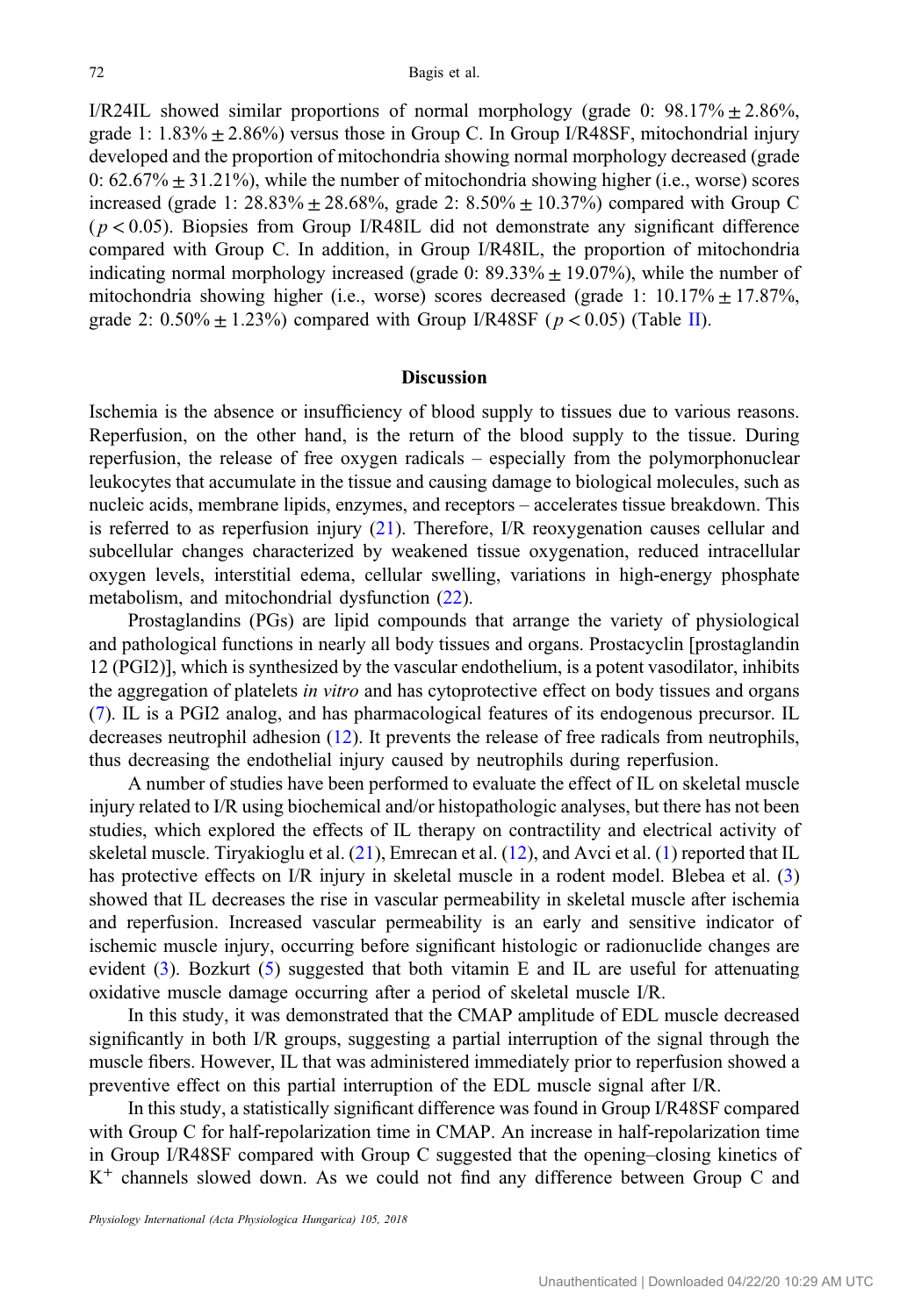I/R24IL showed similar proportions of normal morphology (grade 0: 98.17% ± 2.86%, grade 1: 1.83% ± 2.86%) versus those in Group C. In Group I/R48SF, mitochondrial injury developed and the proportion of mitochondria showing normal morphology decreased (grade 0: 62.67% ± 31.21%), while the number of mitochondria showing higher (i.e., worse) scores increased (grade 1: 28.83% ± 28.68%, grade 2: 8.50% ± 10.37%) compared with Group C ($p < 0.05$). Biopsies from Group I/R48IL did not demonstrate any significant difference compared with Group C. In addition, in Group I/R48IL, the proportion of mitochondria indicating normal morphology increased (grade 0: 89.33% ± 19.07%), while the number of mitochondria showing higher (i.e., worse) scores decreased (grade 1: 10.17% ± 17.87%, grade 2: 0.50% ± 1.23%) compared with Group I/R48SF ($p < 0.05$) (Table II).

## Discussion

Ischemia is the absence or insufficiency of blood supply to tissues due to various reasons. Reperfusion, on the other hand, is the return of the blood supply to the tissue. During reperfusion, the release of free oxygen radicals – especially from the polymorphonuclear leukocytes that accumulate in the tissue and causing damage to biological molecules, such as nucleic acids, membrane lipids, enzymes, and receptors – accelerates tissue breakdown. This is referred to as reperfusion injury (21). Therefore, I/R reoxygenation causes cellular and subcellular changes characterized by weakened tissue oxygenation, reduced intracellular oxygen levels, interstitial edema, cellular swelling, variations in high-energy phosphate metabolism, and mitochondrial dysfunction (22).

Prostaglandins (PGs) are lipid compounds that arrange the variety of physiological and pathological functions in nearly all body tissues and organs. Prostacyclin [prostaglandin 12 (PGI2)], which is synthesized by the vascular endothelium, is a potent vasodilator, inhibits the aggregation of platelets *in vitro* and has cytoprotective effect on body tissues and organs (7). IL is a PGI2 analog, and has pharmacological features of its endogenous precursor. IL decreases neutrophil adhesion (12). It prevents the release of free radicals from neutrophils, thus decreasing the endothelial injury caused by neutrophils during reperfusion.

A number of studies have been performed to evaluate the effect of IL on skeletal muscle injury related to I/R using biochemical and/or histopathologic analyses, but there has not been studies, which explored the effects of IL therapy on contractility and electrical activity of skeletal muscle. Tiryakioglu et al. (21), Emrecan et al. (12), and Avci et al. (1) reported that IL has protective effects on I/R injury in skeletal muscle in a rodent model. Blebea et al. (3) showed that IL decreases the rise in vascular permeability in skeletal muscle after ischemia and reperfusion. Increased vascular permeability is an early and sensitive indicator of ischemic muscle injury, occurring before significant histologic or radionuclide changes are evident (3). Bozkurt (5) suggested that both vitamin E and IL are useful for attenuating oxidative muscle damage occurring after a period of skeletal muscle I/R.

In this study, it was demonstrated that the CMAP amplitude of EDL muscle decreased significantly in both I/R groups, suggesting a partial interruption of the signal through the muscle fibers. However, IL that was administered immediately prior to reperfusion showed a preventive effect on this partial interruption of the EDL muscle signal after I/R.

In this study, a statistically significant difference was found in Group I/R48SF compared with Group C for half-repolarization time in CMAP. An increase in half-repolarization time in Group I/R48SF compared with Group C suggested that the opening–closing kinetics of $K^+$ channels slowed down. As we could not find any difference between Group C and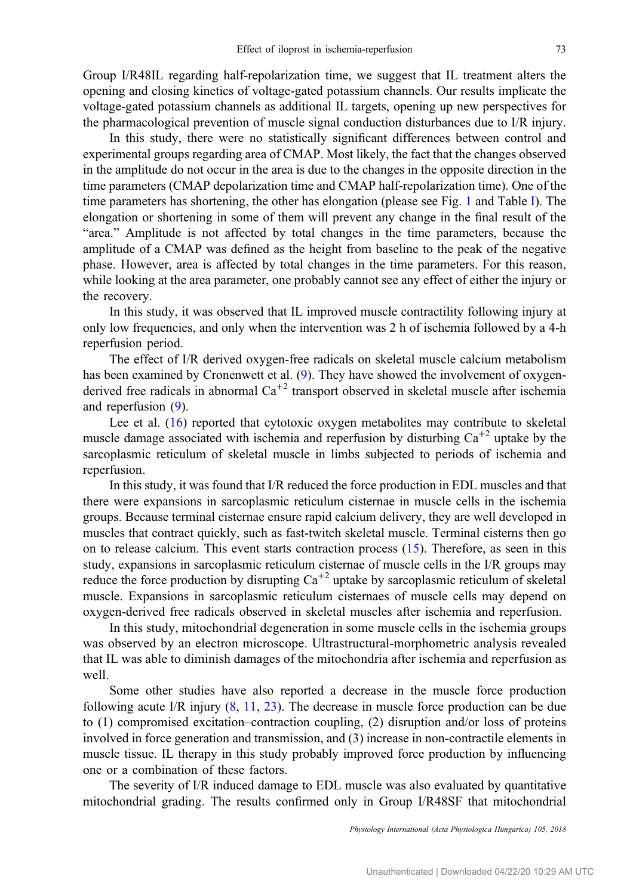Group I/R48IL regarding half-repolarization time, we suggest that IL treatment alters the opening and closing kinetics of voltage-gated potassium channels. Our results implicate the voltage-gated potassium channels as additional IL targets, opening up new perspectives for the pharmacological prevention of muscle signal conduction disturbances due to I/R injury.

In this study, there were no statistically significant differences between control and experimental groups regarding area of CMAP. Most likely, the fact that the changes observed in the amplitude do not occur in the area is due to the changes in the opposite direction in the time parameters (CMAP depolarization time and CMAP half-repolarization time). One of the time parameters has shortening, the other has elongation (please see Fig. 1 and Table I). The elongation or shortening in some of them will prevent any change in the final result of the "area." Amplitude is not affected by total changes in the time parameters, because the amplitude of a CMAP was defined as the height from baseline to the peak of the negative phase. However, area is affected by total changes in the time parameters. For this reason, while looking at the area parameter, one probably cannot see any effect of either the injury or the recovery.

In this study, it was observed that IL improved muscle contractility following injury at only low frequencies, and only when the intervention was 2 h of ischemia followed by a 4-h reperfusion period.

The effect of I/R derived oxygen-free radicals on skeletal muscle calcium metabolism has been examined by Cronenwett et al. (9). They have showed the involvement of oxygen-derived free radicals in abnormal $Ca^{+2}$ transport observed in skeletal muscle after ischemia and reperfusion (9).

Lee et al. (16) reported that cytotoxic oxygen metabolites may contribute to skeletal muscle damage associated with ischemia and reperfusion by disturbing $Ca^{+2}$ uptake by the sarcoplasmic reticulum of skeletal muscle in limbs subjected to periods of ischemia and reperfusion.

In this study, it was found that I/R reduced the force production in EDL muscles and that there were expansions in sarcoplasmic reticulum cisternae in muscle cells in the ischemia groups. Because terminal cisternae ensure rapid calcium delivery, they are well developed in muscles that contract quickly, such as fast-twitch skeletal muscle. Terminal cisterns then go on to release calcium. This event starts contraction process (15). Therefore, as seen in this study, expansions in sarcoplasmic reticulum cisternae of muscle cells in the I/R groups may reduce the force production by disrupting $Ca^{+2}$ uptake by sarcoplasmic reticulum of skeletal muscle. Expansions in sarcoplasmic reticulum cisternaes of muscle cells may depend on oxygen-derived free radicals observed in skeletal muscles after ischemia and reperfusion.

In this study, mitochondrial degeneration in some muscle cells in the ischemia groups was observed by an electron microscope. Ultrastructural-morphometric analysis revealed that IL was able to diminish damages of the mitochondria after ischemia and reperfusion as well.

Some other studies have also reported a decrease in the muscle force production following acute I/R injury (8, 11, 23). The decrease in muscle force production can be due to (1) compromised excitation–contraction coupling, (2) disruption and/or loss of proteins involved in force generation and transmission, and (3) increase in non-contractile elements in muscle tissue. IL therapy in this study probably improved force production by influencing one or a combination of these factors.

The severity of I/R induced damage to EDL muscle was also evaluated by quantitative mitochondrial grading. The results confirmed only in Group I/R48SF that mitochondrial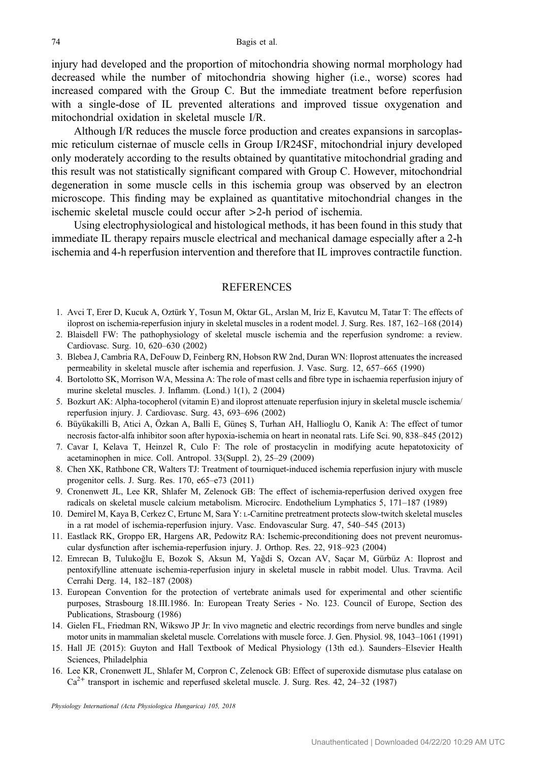injury had developed and the proportion of mitochondria showing normal morphology had decreased while the number of mitochondria showing higher (i.e., worse) scores had increased compared with the Group C. But the immediate treatment before reperfusion with a single-dose of IL prevented alterations and improved tissue oxygenation and mitochondrial oxidation in skeletal muscle I/R.

Although I/R reduces the muscle force production and creates expansions in sarcoplasmic reticulum cisternae of muscle cells in Group I/R24SF, mitochondrial injury developed only moderately according to the results obtained by quantitative mitochondrial grading and this result was not statistically significant compared with Group C. However, mitochondrial degeneration in some muscle cells in this ischemia group was observed by an electron microscope. This finding may be explained as quantitative mitochondrial changes in the ischemic skeletal muscle could occur after >2-h period of ischemia.

Using electrophysiological and histological methods, it has been found in this study that immediate IL therapy repairs muscle electrical and mechanical damage especially after a 2-h ischemia and 4-h reperfusion intervention and therefore that IL improves contractile function.

## REFERENCES

1. Avci T, Erer D, Kucuk A, Oztürk Y, Tosun M, Oktar GL, Arslan M, Iriz E, Kavutcu M, Tatar T: The effects of iloprost on ischemia-reperfusion injury in skeletal muscles in a rodent model. J. Surg. Res. 187, 162–168 (2014)
2. Blaisdell FW: The pathophysiology of skeletal muscle ischemia and the reperfusion syndrome: a review. Cardiovasc. Surg. 10, 620–630 (2002)
3. Blebea J, Cambria RA, DeFouw D, Feinberg RN, Hobson RW 2nd, Duran WN: Iloprost attenuates the increased permeability in skeletal muscle after ischemia and reperfusion. J. Vasc. Surg. 12, 657–665 (1990)
4. Bortolotto SK, Morrison WA, Messina A: The role of mast cells and fibre type in ischaemia reperfusion injury of murine skeletal muscles. J. Inflamm. (Lond.) 1(1), 2 (2004)
5. Bozkurt AK: Alpha-tocopherol (vitamin E) and iloprost attenuate reperfusion injury in skeletal muscle ischemia/reperfusion injury. J. Cardiovasc. Surg. 43, 693–696 (2002)
6. Büyükakilli B, Atici A, Özkan A, Balli E, Güneş S, Turhan AH, Hallioglu O, Kanik A: The effect of tumor necrosis factor-alfa inhibitor soon after hypoxia-ischemia on heart in neonatal rats. Life Sci. 90, 838–845 (2012)
7. Cavar I, Kelava T, Heinzel R, Culo F: The role of prostacyclin in modifying acute hepatotoxicity of acetaminophen in mice. Coll. Antropol. 33(Suppl. 2), 25–29 (2009)
8. Chen XK, Rathbone CR, Walters TJ: Treatment of tourniquet-induced ischemia reperfusion injury with muscle progenitor cells. J. Surg. Res. 170, e65–e73 (2011)
9. Cronenwett JL, Lee KR, Shlafer M, Zelenock GB: The effect of ischemia-reperfusion derived oxygen free radicals on skeletal muscle calcium metabolism. Microcirc. Endothelium Lymphatics 5, 171–187 (1989)
10. Demirel M, Kaya B, Cerkez C, Ertunc M, Sara Y: L-Carnitine pretreatment protects slow-twitch skeletal muscles in a rat model of ischemia-reperfusion injury. Vasc. Endovascular Surg. 47, 540–545 (2013)
11. Eastlack RK, Groppo ER, Hargens AR, Pedowitz RA: Ischemic-preconditioning does not prevent neuromuscular dysfunction after ischemia-reperfusion injury. J. Orthop. Res. 22, 918–923 (2004)
12. Emrecan B, Tulukoğlu E, Bozok S, Aksun M, Yağdi S, Ozcan AV, Saçar M, Gürbüz A: Iloprost and pentoxifylline attenuate ischemia-reperfusion injury in skeletal muscle in rabbit model. Ulus. Travma. Acil Cerrahi Derg. 14, 182–187 (2008)
13. European Convention for the protection of vertebrate animals used for experimental and other scientific purposes, Strasbourg 18.III.1986. In: European Treaty Series - No. 123. Council of Europe, Section des Publications, Strasbourg (1986)
14. Gielen FL, Friedman RN, Wikswo JP Jr: In vivo magnetic and electric recordings from nerve bundles and single motor units in mammalian skeletal muscle. Correlations with muscle force. J. Gen. Physiol. 98, 1043–1061 (1991)
15. Hall JE (2015): Guyton and Hall Textbook of Medical Physiology (13th ed.). Saunders–Elsevier Health Sciences, Philadelphia
16. Lee KR, Cronenwett JL, Shlafer M, Corpron C, Zelenock GB: Effect of superoxide dismutase plus catalase on $Ca^{2+}$ transport in ischemic and reperfused skeletal muscle. J. Surg. Res. 42, 24–32 (1987)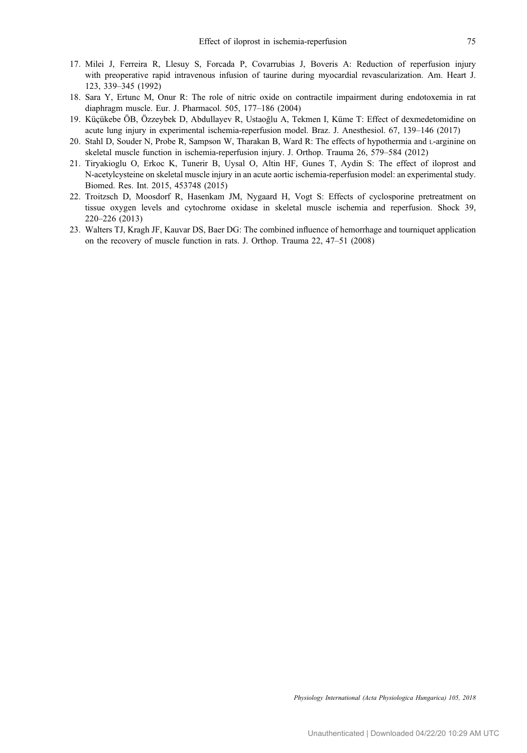17. Milei J, Ferreira R, Llesuy S, Forcada P, Covarrubias J, Boveris A: Reduction of reperfusion injury with preoperative rapid intravenous infusion of taurine during myocardial revascularization. Am. Heart J. 123, 339–345 (1992)
18. Sara Y, Ertunc M, Onur R: The role of nitric oxide on contractile impairment during endotoxemia in rat diaphragm muscle. Eur. J. Pharmacol. 505, 177–186 (2004)
19. Küçükebe ÖB, Özzeybek D, Abdullayev R, Ustaoğlu A, Tekmen I, Küme T: Effect of dexmedetomidine on acute lung injury in experimental ischemia-reperfusion model. Braz. J. Anesthesiol. 67, 139–146 (2017)
20. Stahl D, Souder N, Probe R, Sampson W, Tharakan B, Ward R: The effects of hypothermia and L-arginine on skeletal muscle function in ischemia-reperfusion injury. J. Orthop. Trauma 26, 579–584 (2012)
21. Tiryakioglu O, Erkoc K, Tunerir B, Uysal O, Altin HF, Gunes T, Aydin S: The effect of iloprost and N-acetylcysteine on skeletal muscle injury in an acute aortic ischemia-reperfusion model: an experimental study. Biomed. Res. Int. 2015, 453748 (2015)
22. Troitzsch D, Moosdorf R, Hasenkam JM, Nygaard H, Vogt S: Effects of cyclosporine pretreatment on tissue oxygen levels and cytochrome oxidase in skeletal muscle ischemia and reperfusion. Shock 39, 220–226 (2013)
23. Walters TJ, Kragh JF, Kauvar DS, Baer DG: The combined influence of hemorrhage and tourniquet application on the recovery of muscle function in rats. J. Orthop. Trauma 22, 47–51 (2008)